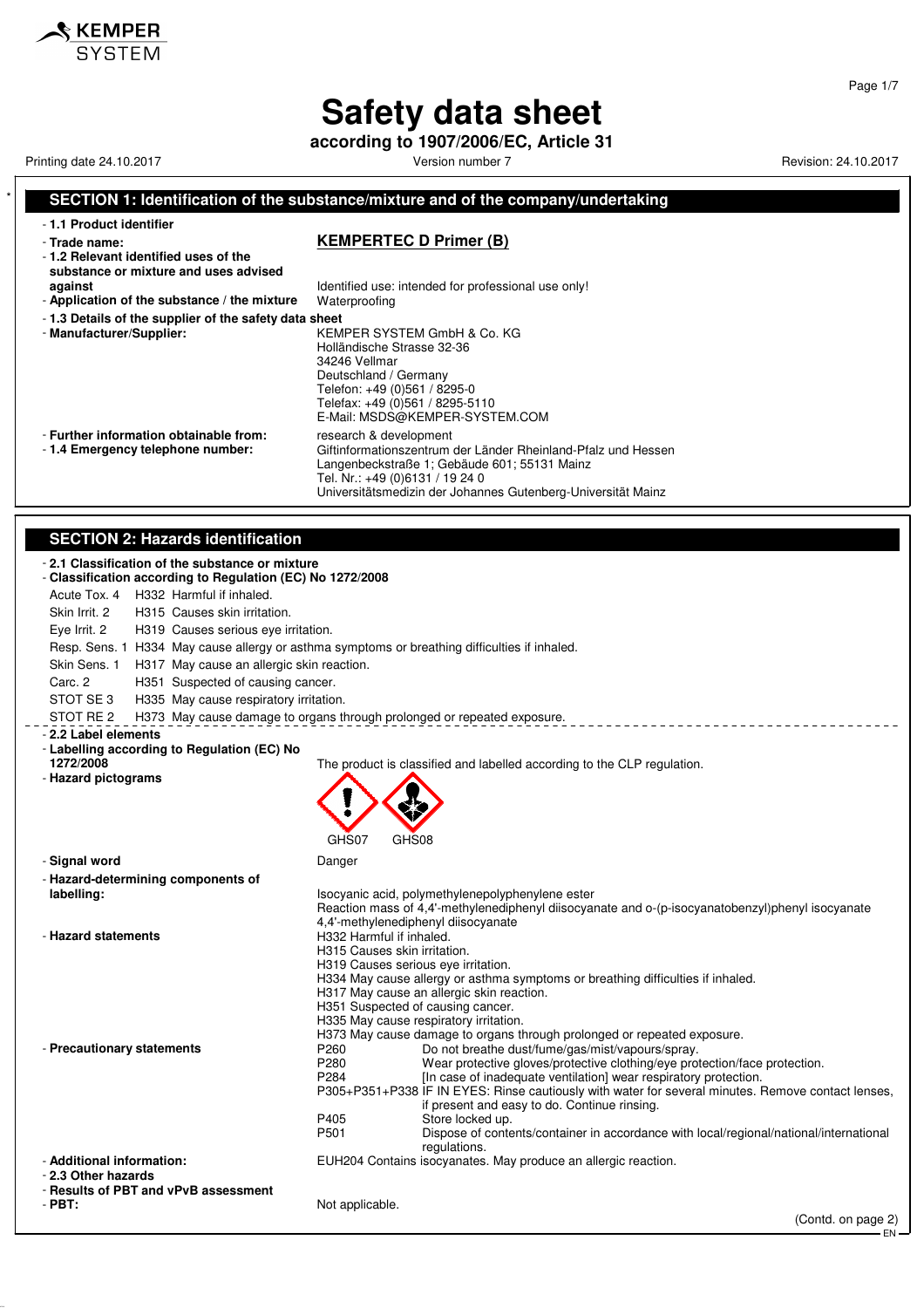# Safety data sheet

**according to 1907/2006/EC, Article 31**

Printing date 24.10.2017 Version number 7 Revision: 24.10.2017

## SECTION 1: Identification of the substance/mixture and of the company/undertaking

- **1.1 Product identifier**
- **Trade name:** **KEMPERTEC D Primer (B)**
- **1.2 Relevant identified uses of the substance or mixture and uses advised against** Identified use: intended for professional use only!
- **Application of the substance / the mixture** Waterproofing
- **1.3 Details of the supplier of the safety data sheet**
- **Manufacturer/Supplier:**
  KEMPER SYSTEM GmbH & Co. KG
  Holländische Strasse 32-36
  34246 Vellmar
  Deutschland / Germany
  Telefon: +49 (0)561 / 8295-0
  Telefax: +49 (0)561 / 8295-5110
  E-Mail: MSDS@KEMPER-SYSTEM.COM
- **Further information obtainable from:** research & development
- **1.4 Emergency telephone number:**
  Giftinformationszentrum der Länder Rheinland-Pfalz und Hessen
  Langenbeckstraße 1; Gebäude 601; 55131 Mainz
  Tel. Nr.: +49 (0)6131 / 19 24 0
  Universitätsmedizin der Johannes Gutenberg-Universität Mainz

## SECTION 2: Hazards identification

- **2.1 Classification of the substance or mixture**
- **Classification according to Regulation (EC) No 1272/2008**

| | | |
|---|---|---|
| Acute Tox. 4 | H332 | Harmful if inhaled. |
| Skin Irrit. 2 | H315 | Causes skin irritation. |
| Eye Irrit. 2 | H319 | Causes serious eye irritation. |
| Resp. Sens. 1 | H334 | May cause allergy or asthma symptoms or breathing difficulties if inhaled. |
| Skin Sens. 1 | H317 | May cause an allergic skin reaction. |
| Carc. 2 | H351 | Suspected of causing cancer. |
| STOT SE 3 | H335 | May cause respiratory irritation. |
| STOT RE 2 | H373 | May cause damage to organs through prolonged or repeated exposure. |

- **2.2 Label elements**
- **Labelling according to Regulation (EC) No 1272/2008** The product is classified and labelled according to the CLP regulation.
- **Hazard pictograms**

  GHS07 GHS08

- **Signal word** Danger
- **Hazard-determining components of labelling:**
  Isocyanic acid, polymethylenepolyphenylene ester
  Reaction mass of 4,4'-methylenediphenyl diisocyanate and o-(p-isocyanatobenzyl)phenyl isocyanate
  4,4'-methylenediphenyl diisocyanate
- **Hazard statements**
  H332 Harmful if inhaled.
  H315 Causes skin irritation.
  H319 Causes serious eye irritation.
  H334 May cause allergy or asthma symptoms or breathing difficulties if inhaled.
  H317 May cause an allergic skin reaction.
  H351 Suspected of causing cancer.
  H335 May cause respiratory irritation.
  H373 May cause damage to organs through prolonged or repeated exposure.
- **Precautionary statements**

| | |
|---|---|
| P260 | Do not breathe dust/fume/gas/mist/vapours/spray. |
| P280 | Wear protective gloves/protective clothing/eye protection/face protection. |
| P284 | [In case of inadequate ventilation] wear respiratory protection. |
| P305+P351+P338 | IF IN EYES: Rinse cautiously with water for several minutes. Remove contact lenses, if present and easy to do. Continue rinsing. |
| P405 | Store locked up. |
| P501 | Dispose of contents/container in accordance with local/regional/national/international regulations. |

- **Additional information:** EUH204 Contains isocyanates. May produce an allergic reaction.
- **2.3 Other hazards**
- **Results of PBT and vPvB assessment**
- **PBT:** Not applicable.

(Contd. on page 2)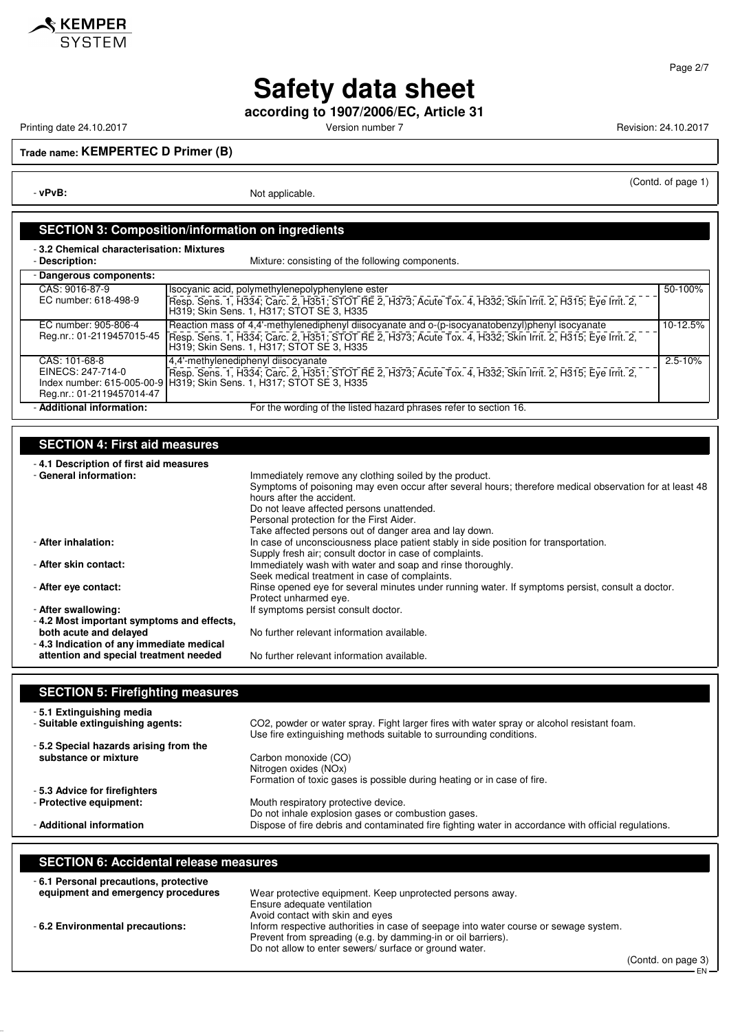# Safety data sheet

**according to 1907/2006/EC, Article 31**

Printing date 24.10.2017 Version number 7 Revision: 24.10.2017

**Trade name: KEMPERTEC D Primer (B)**

(Contd. of page 1)

- **vPvB:** Not applicable.

## SECTION 3: Composition/information on ingredients

- **3.2 Chemical characterisation: Mixtures**
- **Description:** Mixture: consisting of the following components.

| - **Dangerous components:** | | |
|---|---|---|
| CAS: 9016-87-9<br>EC number: 618-498-9 | Isocyanic acid, polymethylenepolyphenylene ester<br>Resp. Sens. 1, H334; Carc. 2, H351; STOT RE 2, H373; Acute Tox. 4, H332; Skin Irrit. 2, H315; Eye Irrit. 2, H319; Skin Sens. 1, H317; STOT SE 3, H335 | 50-100% |
| EC number: 905-806-4<br>Reg.nr.: 01-2119457015-45 | Reaction mass of 4,4'-methylenediphenyl diisocyanate and o-(p-isocyanatobenzyl)phenyl isocyanate<br>Resp. Sens. 1, H334; Carc. 2, H351; STOT RE 2, H373; Acute Tox. 4, H332; Skin Irrit. 2, H315; Eye Irrit. 2, H319; Skin Sens. 1, H317; STOT SE 3, H335 | 10-12.5% |
| CAS: 101-68-8<br>EINECS: 247-714-0<br>Index number: 615-005-00-9<br>Reg.nr.: 01-2119457014-47 | 4,4'-methylenediphenyl diisocyanate<br>Resp. Sens. 1, H334; Carc. 2, H351; STOT RE 2, H373; Acute Tox. 4, H332; Skin Irrit. 2, H315; Eye Irrit. 2, H319; Skin Sens. 1, H317; STOT SE 3, H335 | 2.5-10% |

- **Additional information:** For the wording of the listed hazard phrases refer to section 16.

## SECTION 4: First aid measures

- **4.1 Description of first aid measures**
- **General information:** Immediately remove any clothing soiled by the product.
  Symptoms of poisoning may even occur after several hours; therefore medical observation for at least 48 hours after the accident.
  Do not leave affected persons unattended.
  Personal protection for the First Aider.
  Take affected persons out of danger area and lay down.
- **After inhalation:** In case of unconsciousness place patient stably in side position for transportation.
  Supply fresh air; consult doctor in case of complaints.
- **After skin contact:** Immediately wash with water and soap and rinse thoroughly.
  Seek medical treatment in case of complaints.
- **After eye contact:** Rinse opened eye for several minutes under running water. If symptoms persist, consult a doctor.
  Protect unharmed eye.
- **After swallowing:** If symptoms persist consult doctor.
- **4.2 Most important symptoms and effects, both acute and delayed** No further relevant information available.
- **4.3 Indication of any immediate medical attention and special treatment needed** No further relevant information available.

## SECTION 5: Firefighting measures

- **5.1 Extinguishing media**
- **Suitable extinguishing agents:** $CO_2$, powder or water spray. Fight larger fires with water spray or alcohol resistant foam.
  Use fire extinguishing methods suitable to surrounding conditions.
- **5.2 Special hazards arising from the substance or mixture** Carbon monoxide (CO)
  Nitrogen oxides ($NO_x$)
  Formation of toxic gases is possible during heating or in case of fire.
- **5.3 Advice for firefighters**
- **Protective equipment:** Mouth respiratory protective device.
  Do not inhale explosion gases or combustion gases.
- **Additional information** Dispose of fire debris and contaminated fire fighting water in accordance with official regulations.

## SECTION 6: Accidental release measures

- **6.1 Personal precautions, protective equipment and emergency procedures** Wear protective equipment. Keep unprotected persons away.
  Ensure adequate ventilation
  Avoid contact with skin and eyes
- **6.2 Environmental precautions:** Inform respective authorities in case of seepage into water course or sewage system.
  Prevent from spreading (e.g. by damming-in or oil barriers).
  Do not allow to enter sewers/ surface or ground water.

(Contd. on page 3)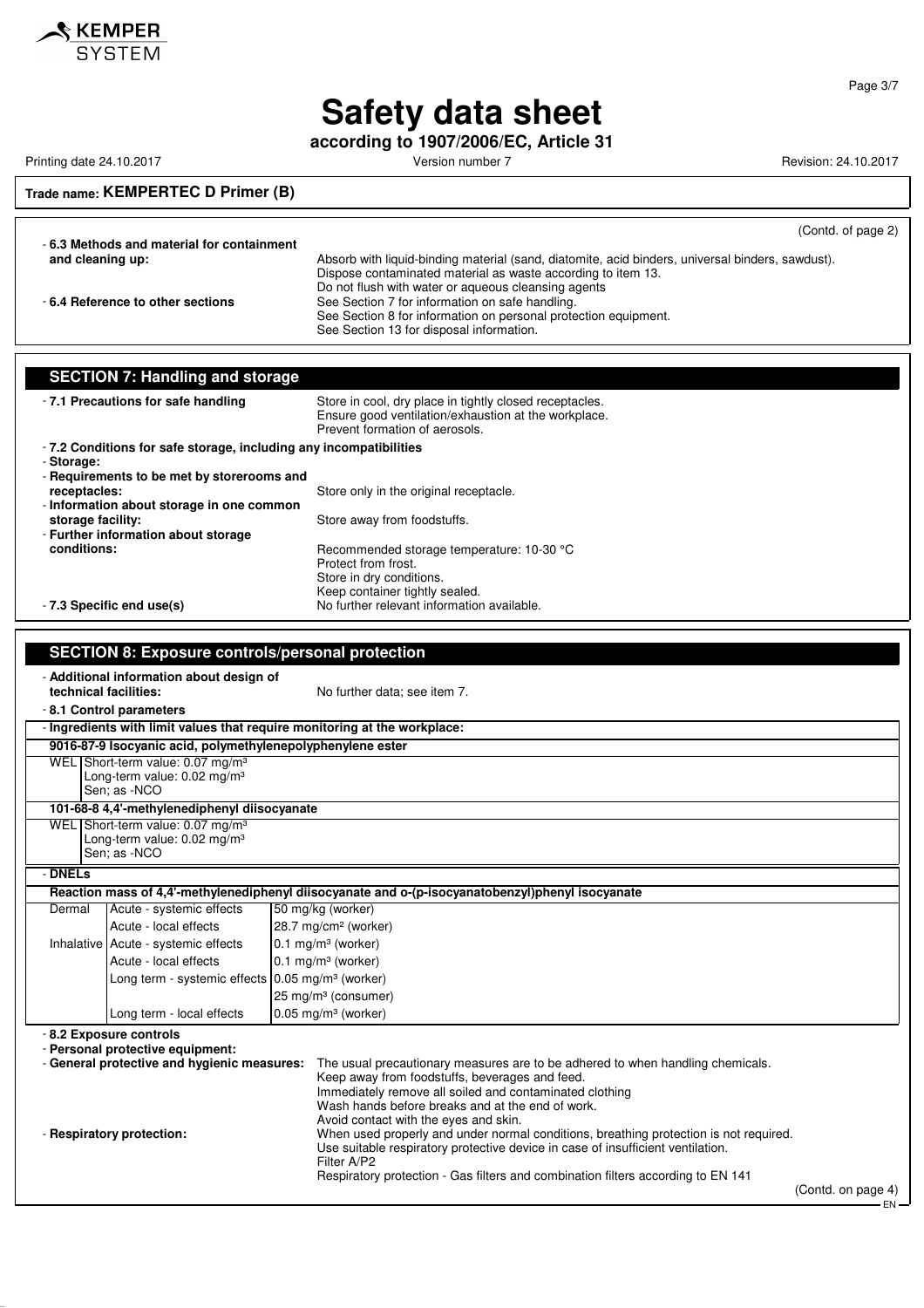**Trade name: KEMPERTEC D Primer (B)**

(Contd. of page 2)

- **6.3 Methods and material for containment and cleaning up:** Absorb with liquid-binding material (sand, diatomite, acid binders, universal binders, sawdust).
  Dispose contaminated material as waste according to item 13.
  Do not flush with water or aqueous cleansing agents
- **6.4 Reference to other sections** See Section 7 for information on safe handling.
  See Section 8 for information on personal protection equipment.
  See Section 13 for disposal information.

## SECTION 7: Handling and storage

- **7.1 Precautions for safe handling** Store in cool, dry place in tightly closed receptacles.
  Ensure good ventilation/exhaustion at the workplace.
  Prevent formation of aerosols.
- **7.2 Conditions for safe storage, including any incompatibilities**
- **Storage:**
- **Requirements to be met by storerooms and receptacles:** Store only in the original receptacle.
- **Information about storage in one common storage facility:** Store away from foodstuffs.
- **Further information about storage conditions:** Recommended storage temperature: 10-30 °C
  Protect from frost.
  Store in dry conditions.
  Keep container tightly sealed.
- **7.3 Specific end use(s)** No further relevant information available.

## SECTION 8: Exposure controls/personal protection

- **Additional information about design of technical facilities:** No further data; see item 7.
- **8.1 Control parameters**
- **Ingredients with limit values that require monitoring at the workplace:**

**9016-87-9 Isocyanic acid, polymethylenepolyphenylene ester**

| | |
|---|---|
| WEL | Short-term value: 0.07 mg/m³<br>Long-term value: 0.02 mg/m³<br>Sen; as -NCO |

**101-68-8 4,4'-methylenediphenyl diisocyanate**

| | |
|---|---|
| WEL | Short-term value: 0.07 mg/m³<br>Long-term value: 0.02 mg/m³<br>Sen; as -NCO |

- **DNELs**

**Reaction mass of 4,4'-methylenediphenyl diisocyanate and o-(p-isocyanatobenzyl)phenyl isocyanate**

| | | |
|---|---|---|
| Dermal | Acute - systemic effects | 50 mg/kg (worker) |
| | Acute - local effects | 28.7 mg/cm² (worker) |
| Inhalative | Acute - systemic effects | 0.1 mg/m³ (worker) |
| | Acute - local effects | 0.1 mg/m³ (worker) |
| | Long term - systemic effects | 0.05 mg/m³ (worker) |
| | | 25 mg/m³ (consumer) |
| | Long term - local effects | 0.05 mg/m³ (worker) |

- **8.2 Exposure controls**
- **Personal protective equipment:**
- **General protective and hygienic measures:** The usual precautionary measures are to be adhered to when handling chemicals.
  Keep away from foodstuffs, beverages and feed.
  Immediately remove all soiled and contaminated clothing
  Wash hands before breaks and at the end of work.
  Avoid contact with the eyes and skin.
- **Respiratory protection:** When used properly and under normal conditions, breathing protection is not required.
  Use suitable respiratory protective device in case of insufficient ventilation.
  Filter A/P2
  Respiratory protection - Gas filters and combination filters according to EN 141

(Contd. on page 4)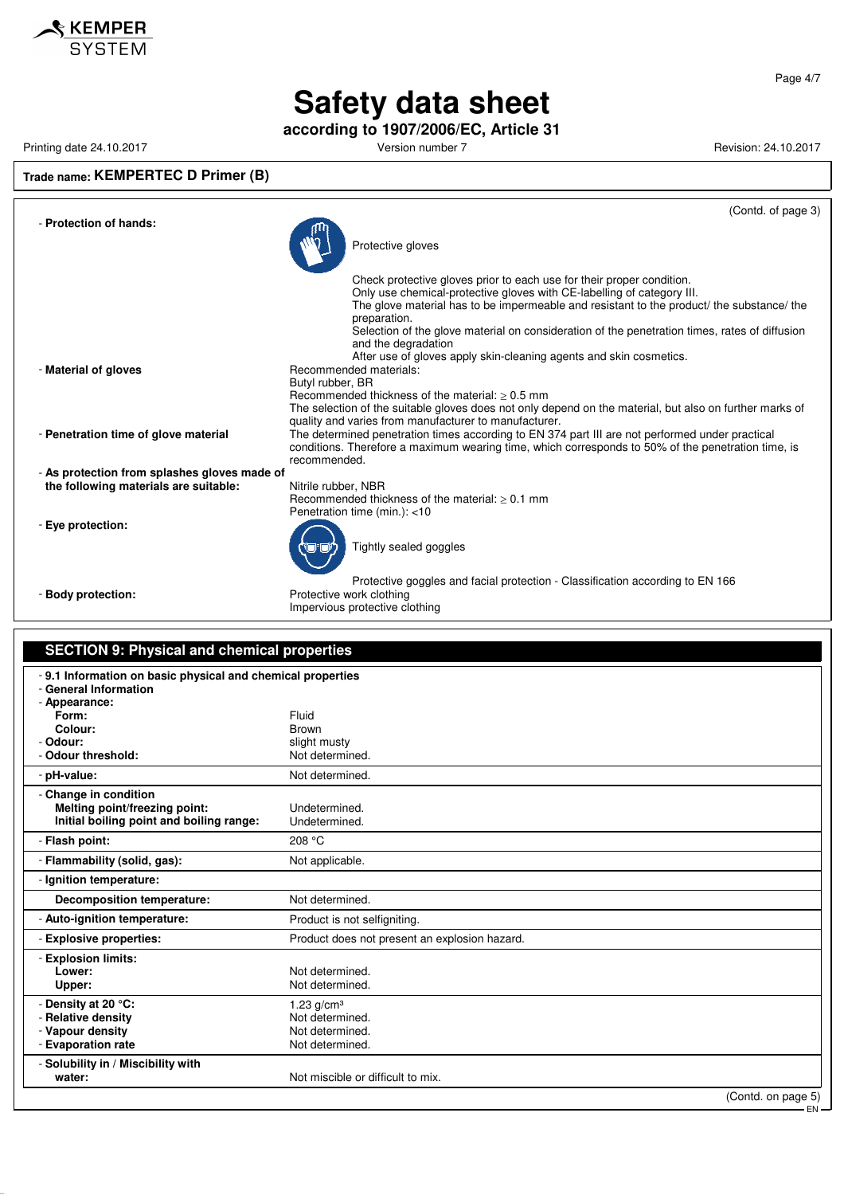# Safety data sheet

**according to 1907/2006/EC, Article 31**

Printing date 24.10.2017 | Version number 7 | Revision: 24.10.2017

**Trade name: KEMPERTEC D Primer (B)**

(Contd. of page 3)

- **Protection of hands:**

  Protective gloves

  Check protective gloves prior to each use for their proper condition.
  Only use chemical-protective gloves with CE-labelling of category III.
  The glove material has to be impermeable and resistant to the product/ the substance/ the preparation.
  Selection of the glove material on consideration of the penetration times, rates of diffusion and the degradation
  After use of gloves apply skin-cleaning agents and skin cosmetics.

- **Material of gloves**

  Recommended materials:
  Butyl rubber, BR
  Recommended thickness of the material: ≥ 0.5 mm
  The selection of the suitable gloves does not only depend on the material, but also on further marks of quality and varies from manufacturer to manufacturer.

- **Penetration time of glove material**

  The determined penetration times according to EN 374 part III are not performed under practical conditions. Therefore a maximum wearing time, which corresponds to 50% of the penetration time, is recommended.

- **As protection from splashes gloves made of the following materials are suitable:**

  Nitrile rubber, NBR
  Recommended thickness of the material: ≥ 0.1 mm
  Penetration time (min.): <10

- **Eye protection:**

  Tightly sealed goggles

  Protective goggles and facial protection - Classification according to EN 166

- **Body protection:**

  Protective work clothing
  Impervious protective clothing

## SECTION 9: Physical and chemical properties

| | |
|---|---|
| **- 9.1 Information on basic physical and chemical properties** | |
| **- General Information** | |
| **- Appearance:** | |
| **Form:** | Fluid |
| **Colour:** | Brown |
| **- Odour:** | slight musty |
| **- Odour threshold:** | Not determined. |
| **- pH-value:** | Not determined. |
| **- Change in condition** | |
| **Melting point/freezing point:** | Undetermined. |
| **Initial boiling point and boiling range:** | Undetermined. |
| **- Flash point:** | 208 °C |
| **- Flammability (solid, gas):** | Not applicable. |
| **- Ignition temperature:** | |
| **Decomposition temperature:** | Not determined. |
| **- Auto-ignition temperature:** | Product is not selfigniting. |
| **- Explosive properties:** | Product does not present an explosion hazard. |
| **- Explosion limits:** | |
| **Lower:** | Not determined. |
| **Upper:** | Not determined. |
| **- Density at 20 °C:** | 1.23 g/cm³ |
| **- Relative density** | Not determined. |
| **- Vapour density** | Not determined. |
| **- Evaporation rate** | Not determined. |
| **- Solubility in / Miscibility with** | |
| **water:** | Not miscible or difficult to mix. |

(Contd. on page 5)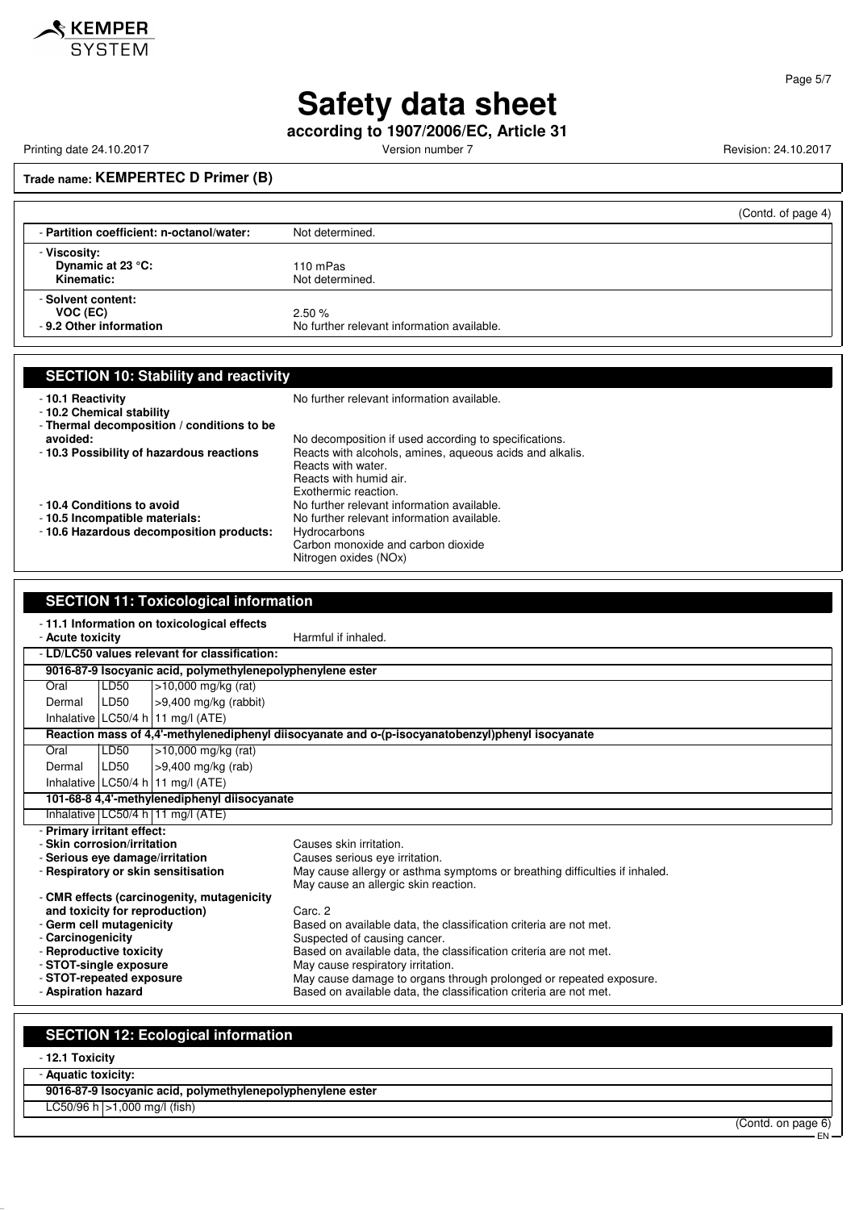**Trade name: KEMPERTEC D Primer (B)**

(Contd. of page 4)

| | |
|---|---|
| - **Partition coefficient: n-octanol/water:** | Not determined. |
| - **Viscosity:** | |
| **Dynamic at 23 °C:** | 110 mPas |
| **Kinematic:** | Not determined. |
| - **Solvent content:** | |
| **VOC (EC)** | 2.50 % |
| - **9.2 Other information** | No further relevant information available. |

## SECTION 10: Stability and reactivity

- **10.1 Reactivity** No further relevant information available.
- **10.2 Chemical stability**
- **Thermal decomposition / conditions to be avoided:** No decomposition if used according to specifications.
- **10.3 Possibility of hazardous reactions** Reacts with alcohols, amines, aqueous acids and alkalis.
  Reacts with water.
  Reacts with humid air.
  Exothermic reaction.
- **10.4 Conditions to avoid** No further relevant information available.
- **10.5 Incompatible materials:** No further relevant information available.
- **10.6 Hazardous decomposition products:** Hydrocarbons
  Carbon monoxide and carbon dioxide
  Nitrogen oxides (NOx)

## SECTION 11: Toxicological information

- **11.1 Information on toxicological effects**
- **Acute toxicity** Harmful if inhaled.

- **LD/LC50 values relevant for classification:**

| | | |
|---|---|---|
| **9016-87-9 Isocyanic acid, polymethylenepolyphenylene ester** | | |
| Oral | LD50 | >10,000 mg/kg (rat) |
| Dermal | LD50 | >9,400 mg/kg (rabbit) |
| Inhalative | LC50/4 h | 11 mg/l (ATE) |
| **Reaction mass of 4,4'-methylenediphenyl diisocyanate and o-(p-isocyanatobenzyl)phenyl isocyanate** | | |
| Oral | LD50 | >10,000 mg/kg (rat) |
| Dermal | LD50 | >9,400 mg/kg (rab) |
| Inhalative | LC50/4 h | 11 mg/l (ATE) |
| **101-68-8 4,4'-methylenediphenyl diisocyanate** | | |
| Inhalative | LC50/4 h | 11 mg/l (ATE) |

- **Primary irritant effect:**
- **Skin corrosion/irritation** Causes skin irritation.
- **Serious eye damage/irritation** Causes serious eye irritation.
- **Respiratory or skin sensitisation** May cause allergy or asthma symptoms or breathing difficulties if inhaled.
  May cause an allergic skin reaction.
- **CMR effects (carcinogenity, mutagenicity and toxicity for reproduction)** Carc. 2
- **Germ cell mutagenicity** Based on available data, the classification criteria are not met.
- **Carcinogenicity** Suspected of causing cancer.
- **Reproductive toxicity** Based on available data, the classification criteria are not met.
- **STOT-single exposure** May cause respiratory irritation.
- **STOT-repeated exposure** May cause damage to organs through prolonged or repeated exposure.
- **Aspiration hazard** Based on available data, the classification criteria are not met.

## SECTION 12: Ecological information

- **12.1 Toxicity**
- **Aquatic toxicity:**

| | |
|---|---|
| **9016-87-9 Isocyanic acid, polymethylenepolyphenylene ester** | |
| LC50/96 h | >1,000 mg/l (fish) |

(Contd. on page 6)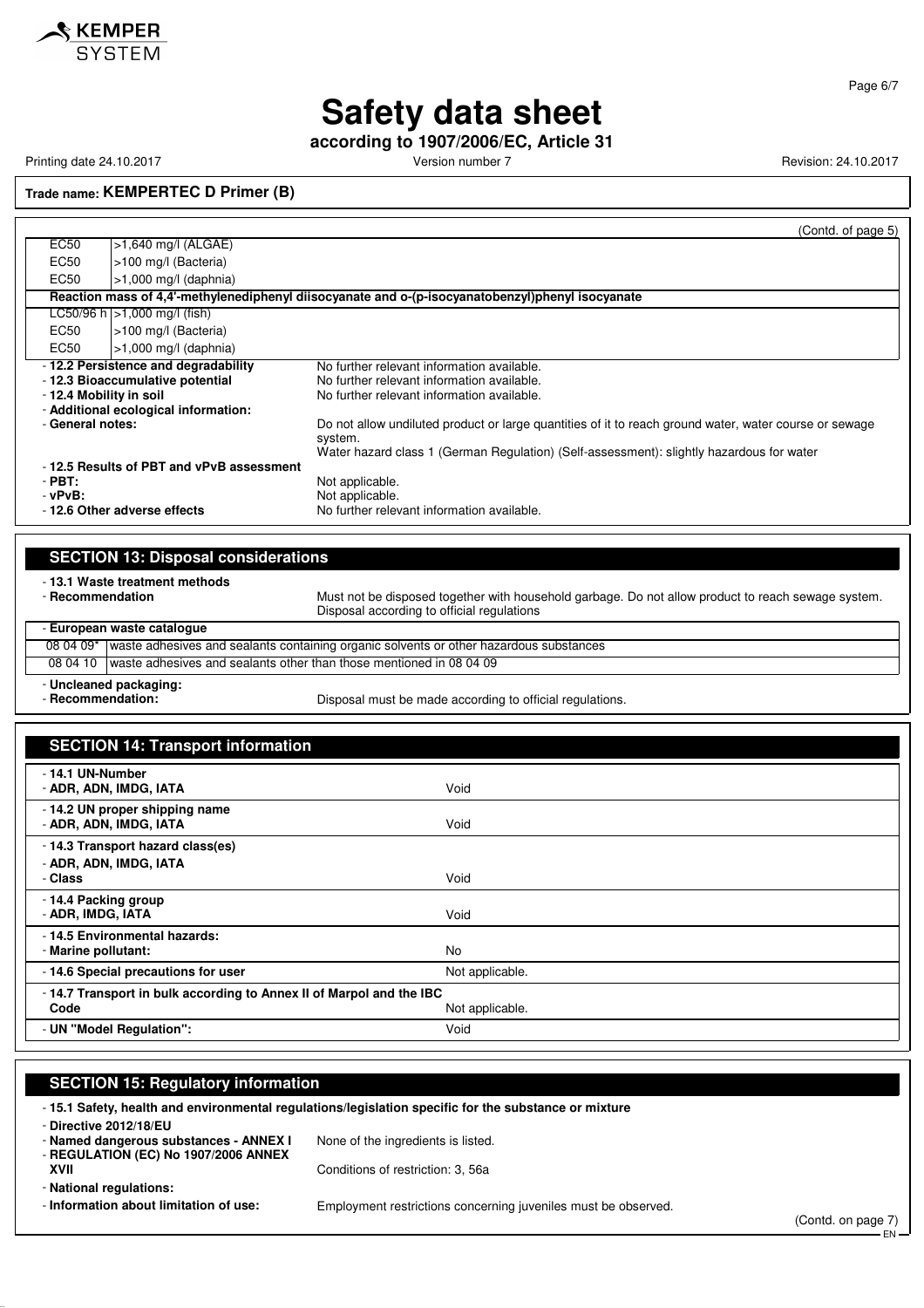**Trade name: KEMPERTEC D Primer (B)**

(Contd. of page 5)

| | |
|---|---|
| EC50 | >1,640 mg/l (ALGAE) |
| EC50 | >100 mg/l (Bacteria) |
| EC50 | >1,000 mg/l (daphnia) |
| **Reaction mass of 4,4'-methylenediphenyl diisocyanate and o-(p-isocyanatobenzyl)phenyl isocyanate** | |
| LC50/96 h | >1,000 mg/l (fish) |
| EC50 | >100 mg/l (Bacteria) |
| EC50 | >1,000 mg/l (daphnia) |

- **12.2 Persistence and degradability** No further relevant information available.
- **12.3 Bioaccumulative potential** No further relevant information available.
- **12.4 Mobility in soil** No further relevant information available.
- **Additional ecological information:**
- **General notes:** Do not allow undiluted product or large quantities of it to reach ground water, water course or sewage system.
  Water hazard class 1 (German Regulation) (Self-assessment): slightly hazardous for water
- **12.5 Results of PBT and vPvB assessment**
- **PBT:** Not applicable.
- **vPvB:** Not applicable.
- **12.6 Other adverse effects** No further relevant information available.

## SECTION 13: Disposal considerations

- **13.1 Waste treatment methods**
- **Recommendation** Must not be disposed together with household garbage. Do not allow product to reach sewage system. Disposal according to official regulations

| - **European waste catalogue** | |
|---|---|
| 08 04 09* | waste adhesives and sealants containing organic solvents or other hazardous substances |
| 08 04 10 | waste adhesives and sealants other than those mentioned in 08 04 09 |

- **Uncleaned packaging:**
- **Recommendation:** Disposal must be made according to official regulations.

## SECTION 14: Transport information

| | |
|---|---|
| - **14.1 UN-Number**<br>- **ADR, ADN, IMDG, IATA** | Void |
| - **14.2 UN proper shipping name**<br>- **ADR, ADN, IMDG, IATA** | Void |
| - **14.3 Transport hazard class(es)**<br>- **ADR, ADN, IMDG, IATA**<br>- **Class** | Void |
| - **14.4 Packing group**<br>- **ADR, IMDG, IATA** | Void |
| - **14.5 Environmental hazards:**<br>- **Marine pollutant:** | No |
| - **14.6 Special precautions for user** | Not applicable. |
| - **14.7 Transport in bulk according to Annex II of Marpol and the IBC Code** | Not applicable. |
| - **UN "Model Regulation":** | Void |

## SECTION 15: Regulatory information

- **15.1 Safety, health and environmental regulations/legislation specific for the substance or mixture**
- **Directive 2012/18/EU**
- **Named dangerous substances - ANNEX I** None of the ingredients is listed.
- **REGULATION (EC) No 1907/2006 ANNEX XVII** Conditions of restriction: 3, 56a
- **National regulations:**
- **Information about limitation of use:** Employment restrictions concerning juveniles must be observed.

(Contd. on page 7)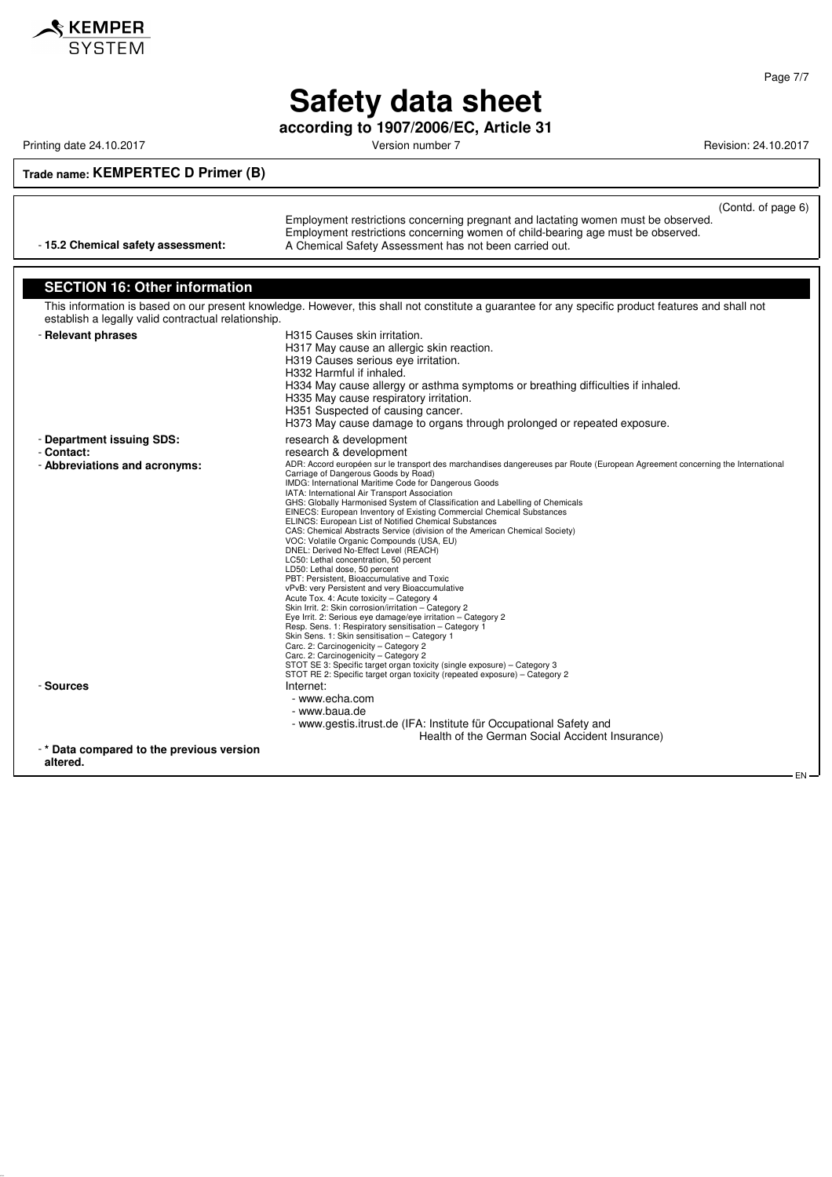(Contd. of page 6)

Employment restrictions concerning pregnant and lactating women must be observed.
Employment restrictions concerning women of child-bearing age must be observed.

- **15.2 Chemical safety assessment:** A Chemical Safety Assessment has not been carried out.

## SECTION 16: Other information

This information is based on our present knowledge. However, this shall not constitute a guarantee for any specific product features and shall not establish a legally valid contractual relationship.

- **Relevant phrases**
  - H315 Causes skin irritation.
  - H317 May cause an allergic skin reaction.
  - H319 Causes serious eye irritation.
  - H332 Harmful if inhaled.
  - H334 May cause allergy or asthma symptoms or breathing difficulties if inhaled.
  - H335 May cause respiratory irritation.
  - H351 Suspected of causing cancer.
  - H373 May cause damage to organs through prolonged or repeated exposure.
- **Department issuing SDS:** research & development
- **Contact:** research & development
- **Abbreviations and acronyms:**
  - ADR: Accord européen sur le transport des marchandises dangereuses par Route (European Agreement concerning the International Carriage of Dangerous Goods by Road)
  - IMDG: International Maritime Code for Dangerous Goods
  - IATA: International Air Transport Association
  - GHS: Globally Harmonised System of Classification and Labelling of Chemicals
  - EINECS: European Inventory of Existing Commercial Chemical Substances
  - ELINCS: European List of Notified Chemical Substances
  - CAS: Chemical Abstracts Service (division of the American Chemical Society)
  - VOC: Volatile Organic Compounds (USA, EU)
  - DNEL: Derived No-Effect Level (REACH)
  - LC50: Lethal concentration, 50 percent
  - LD50: Lethal dose, 50 percent
  - PBT: Persistent, Bioaccumulative and Toxic
  - vPvB: very Persistent and very Bioaccumulative
  - Acute Tox. 4: Acute toxicity – Category 4
  - Skin Irrit. 2: Skin corrosion/irritation – Category 2
  - Eye Irrit. 2: Serious eye damage/eye irritation – Category 2
  - Resp. Sens. 1: Respiratory sensitisation – Category 1
  - Skin Sens. 1: Skin sensitisation – Category 1
  - Carc. 2: Carcinogenicity – Category 2
  - Carc. 2: Carcinogenicity – Category 2
  - STOT SE 3: Specific target organ toxicity (single exposure) – Category 3
  - STOT RE 2: Specific target organ toxicity (repeated exposure) – Category 2
- **Sources**
  Internet:
  - www.echa.com
  - www.baua.de
  - www.gestis.itrust.de (IFA: Institute für Occupational Safety and Health of the German Social Accident Insurance)
- **\* Data compared to the previous version altered.**